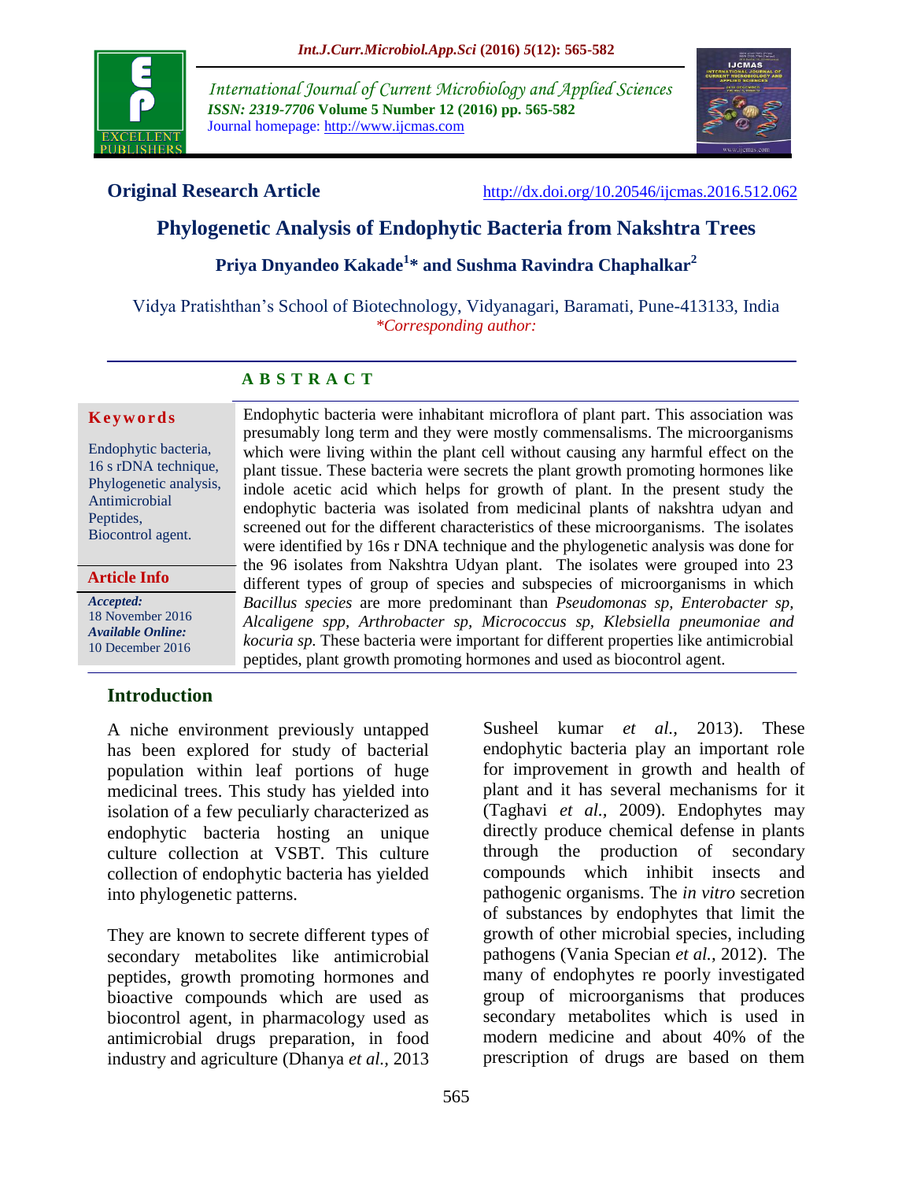**Original Research Article** http://dx.doi.org/10.20546/ijcmas.2016.512.062

# Phylogenetic Analysis of Endophytic Bacteria from Nakshtra Trees

**Priya Dnyandeo Kakade[1]* and Sushma Ravindra Chaphalkar[2]**

Vidya Pratishthan's School of Biotechnology, Vidyanagari, Baramati, Pune-413133, India
*\*Corresponding author:*

## ABSTRACT

**Keywords**

Endophytic bacteria, 16 s rDNA technique, Phylogenetic analysis, Antimicrobial Peptides, Biocontrol agent.

**Article Info**

*Accepted:* 18 November 2016
*Available Online:* 10 December 2016

Endophytic bacteria were inhabitant microflora of plant part. This association was presumably long term and they were mostly commensalisms. The microorganisms which were living within the plant cell without causing any harmful effect on the plant tissue. These bacteria were secrets the plant growth promoting hormones like indole acetic acid which helps for growth of plant. In the present study the endophytic bacteria was isolated from medicinal plants of nakshtra udyan and screened out for the different characteristics of these microorganisms. The isolates were identified by 16s r DNA technique and the phylogenetic analysis was done for the 96 isolates from Nakshtra Udyan plant. The isolates were grouped into 23 different types of group of species and subspecies of microorganisms in which *Bacillus species* are more predominant than *Pseudomonas sp, Enterobacter sp, Alcaligene spp, Arthrobacter sp, Micrococcus sp, Klebsiella pneumoniae and kocuria sp.* These bacteria were important for different properties like antimicrobial peptides, plant growth promoting hormones and used as biocontrol agent.

## Introduction

A niche environment previously untapped has been explored for study of bacterial population within leaf portions of huge medicinal trees. This study has yielded into isolation of a few peculiarly characterized as endophytic bacteria hosting an unique culture collection at VSBT. This culture collection of endophytic bacteria has yielded into phylogenetic patterns.

They are known to secrete different types of secondary metabolites like antimicrobial peptides, growth promoting hormones and bioactive compounds which are used as biocontrol agent, in pharmacology used as antimicrobial drugs preparation, in food industry and agriculture (Dhanya *et al.,* 2013 Susheel kumar *et al.,* 2013). These endophytic bacteria play an important role for improvement in growth and health of plant and it has several mechanisms for it (Taghavi *et al.,* 2009). Endophytes may directly produce chemical defense in plants through the production of secondary compounds which inhibit insects and pathogenic organisms. The *in vitro* secretion of substances by endophytes that limit the growth of other microbial species, including pathogens (Vania Specian *et al.,* 2012). The many of endophytes re poorly investigated group of microorganisms that produces secondary metabolites which is used in modern medicine and about 40% of the prescription of drugs are based on them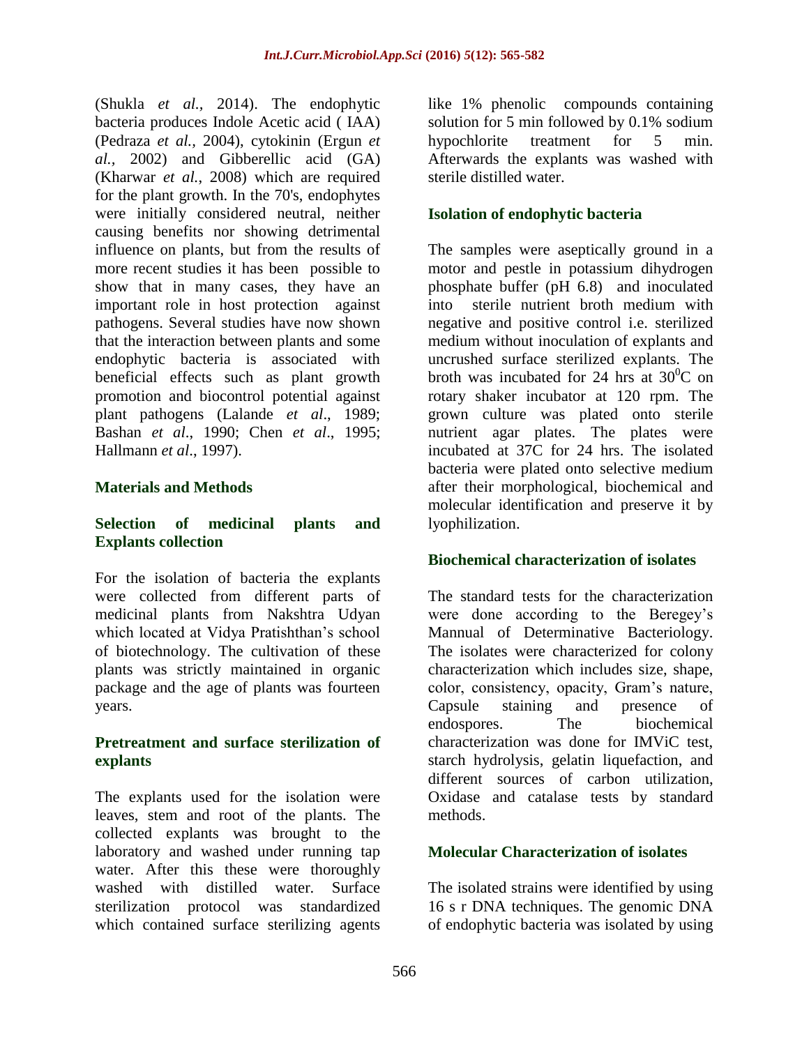(Shukla *et al.*, 2014). The endophytic bacteria produces Indole Acetic acid ( IAA) (Pedraza *et al.*, 2004), cytokinin (Ergun *et al.*, 2002) and Gibberellic acid (GA) (Kharwar *et al.*, 2008) which are required for the plant growth. In the 70's, endophytes were initially considered neutral, neither causing benefits nor showing detrimental influence on plants, but from the results of more recent studies it has been possible to show that in many cases, they have an important role in host protection against pathogens. Several studies have now shown that the interaction between plants and some endophytic bacteria is associated with beneficial effects such as plant growth promotion and biocontrol potential against plant pathogens (Lalande *et al*., 1989; Bashan *et al*., 1990; Chen *et al*., 1995; Hallmann *et al*., 1997).

## Materials and Methods

### Selection of medicinal plants and Explants collection

For the isolation of bacteria the explants were collected from different parts of medicinal plants from Nakshtra Udyan which located at Vidya Pratishthan's school of biotechnology. The cultivation of these plants was strictly maintained in organic package and the age of plants was fourteen years.

### Pretreatment and surface sterilization of explants

The explants used for the isolation were leaves, stem and root of the plants. The collected explants was brought to the laboratory and washed under running tap water. After this these were thoroughly washed with distilled water. Surface sterilization protocol was standardized which contained surface sterilizing agents like 1% phenolic compounds containing solution for 5 min followed by 0.1% sodium hypochlorite treatment for 5 min. Afterwards the explants was washed with sterile distilled water.

### Isolation of endophytic bacteria

The samples were aseptically ground in a motor and pestle in potassium dihydrogen phosphate buffer (pH 6.8) and inoculated into sterile nutrient broth medium with negative and positive control i.e. sterilized medium without inoculation of explants and uncrushed surface sterilized explants. The broth was incubated for 24 hrs at $30^0$C on rotary shaker incubator at 120 rpm. The grown culture was plated onto sterile nutrient agar plates. The plates were incubated at 37C for 24 hrs. The isolated bacteria were plated onto selective medium after their morphological, biochemical and molecular identification and preserve it by lyophilization.

### Biochemical characterization of isolates

The standard tests for the characterization were done according to the Beregey's Mannual of Determinative Bacteriology. The isolates were characterized for colony characterization which includes size, shape, color, consistency, opacity, Gram's nature, Capsule staining and presence of endospores. The biochemical characterization was done for IMViC test, starch hydrolysis, gelatin liquefaction, and different sources of carbon utilization, Oxidase and catalase tests by standard methods.

### Molecular Characterization of isolates

The isolated strains were identified by using 16 s r DNA techniques. The genomic DNA of endophytic bacteria was isolated by using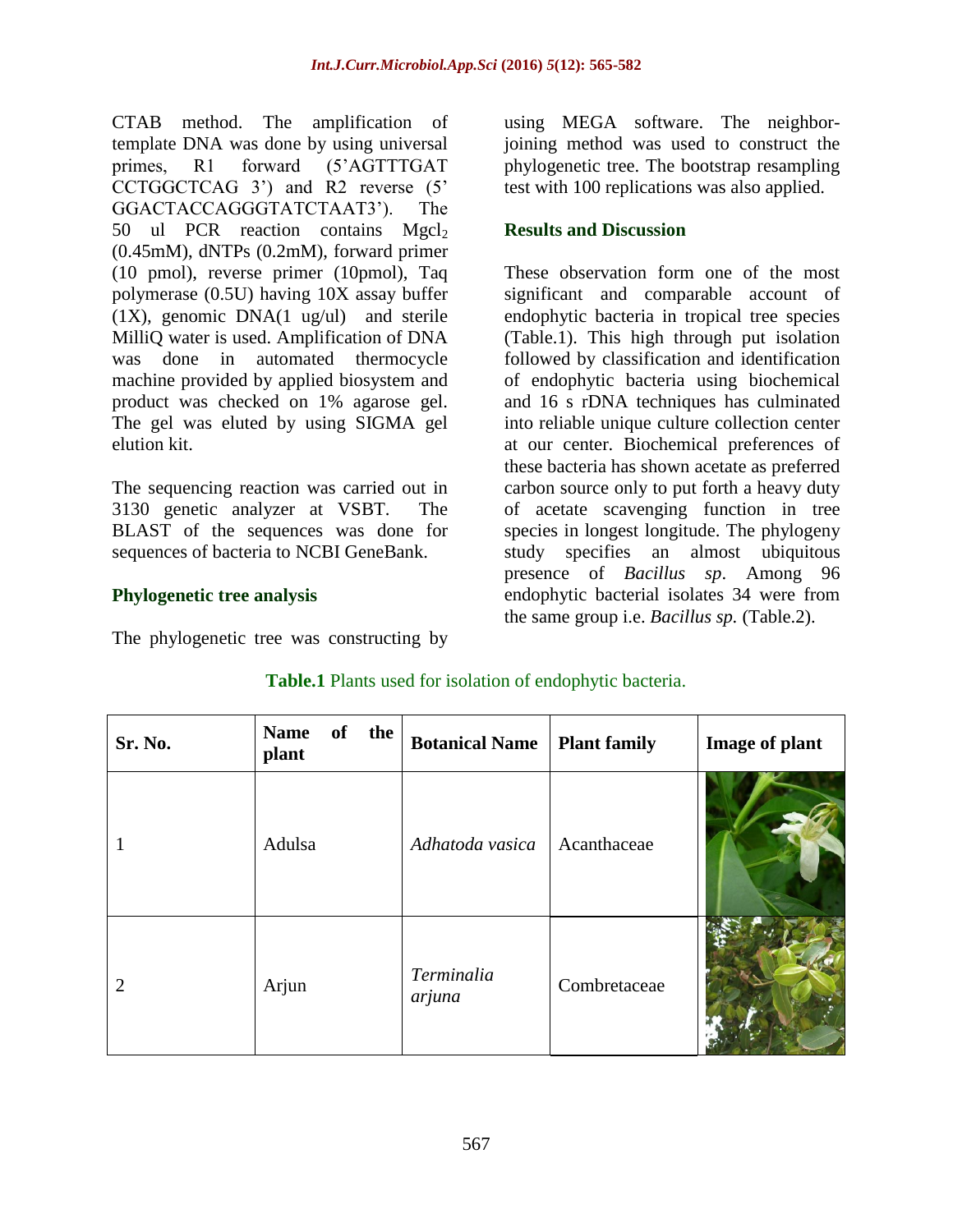CTAB method. The amplification of template DNA was done by using universal primes, R1 forward (5'AGTTTGAT CCTGGCTCAG 3') and R2 reverse (5' GGACTACCAGGGTATCTAAT3'). The 50 ul PCR reaction contains $MgCl_2$ (0.45mM), dNTPs (0.2mM), forward primer (10 pmol), reverse primer (10pmol), Taq polymerase (0.5U) having 10X assay buffer (1X), genomic DNA(1 ug/ul) and sterile MilliQ water is used. Amplification of DNA was done in automated thermocycle machine provided by applied biosystem and product was checked on 1% agarose gel. The gel was eluted by using SIGMA gel elution kit.

The sequencing reaction was carried out in 3130 genetic analyzer at VSBT. The BLAST of the sequences was done for sequences of bacteria to NCBI GeneBank.

## Phylogenetic tree analysis

The phylogenetic tree was constructing by using MEGA software. The neighbor-joining method was used to construct the phylogenetic tree. The bootstrap resampling test with 100 replications was also applied.

## Results and Discussion

These observation form one of the most significant and comparable account of endophytic bacteria in tropical tree species (Table.1). This high through put isolation followed by classification and identification of endophytic bacteria using biochemical and 16 s rDNA techniques has culminated into reliable unique culture collection center at our center. Biochemical preferences of these bacteria has shown acetate as preferred carbon source only to put forth a heavy duty of acetate scavenging function in tree species in longest longitude. The phylogeny study specifies an almost ubiquitous presence of *Bacillus sp*. Among 96 endophytic bacterial isolates 34 were from the same group i.e. *Bacillus sp.* (Table.2).

**Table.1** Plants used for isolation of endophytic bacteria.

| Sr. No. | Name of the plant | Botanical Name | Plant family | Image of plant |
|---|---|---|---|---|
| 1 | Adulsa | *Adhatoda vasica* | Acanthaceae | |
| 2 | Arjun | *Terminalia arjuna* | Combretaceae | |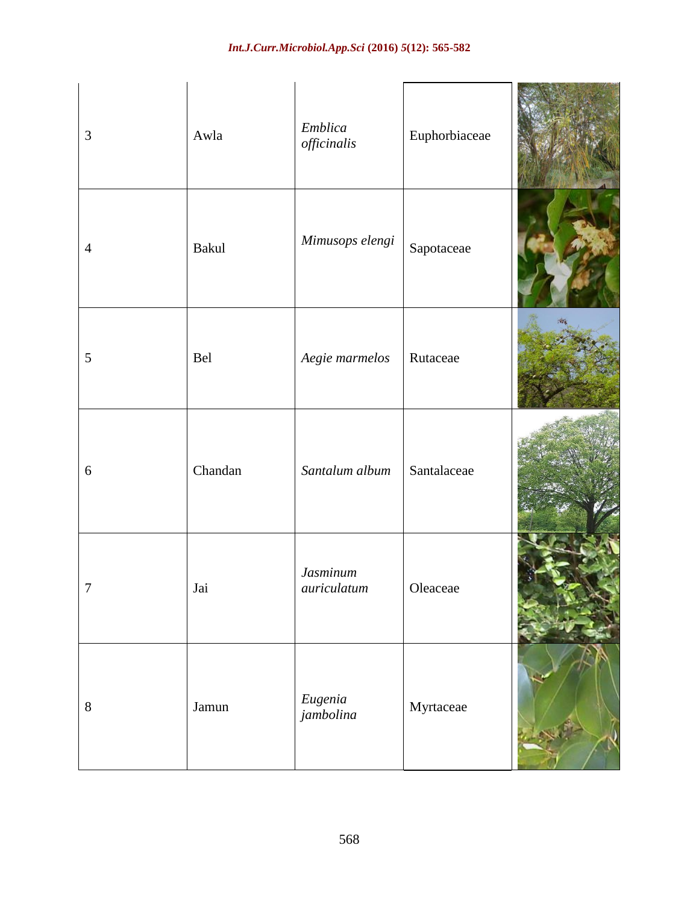| | | | | |
|---|---|---|---|---|
| 3 | Awla | *Emblica officinalis* | Euphorbiaceae | |
| 4 | Bakul | *Mimusops elengi* | Sapotaceae | |
| 5 | Bel | *Aegie marmelos* | Rutaceae | |
| 6 | Chandan | *Santalum album* | Santalaceae | |
| 7 | Jai | *Jasminum auriculatum* | Oleaceae | |
| 8 | Jamun | *Eugenia jambolina* | Myrtaceae | |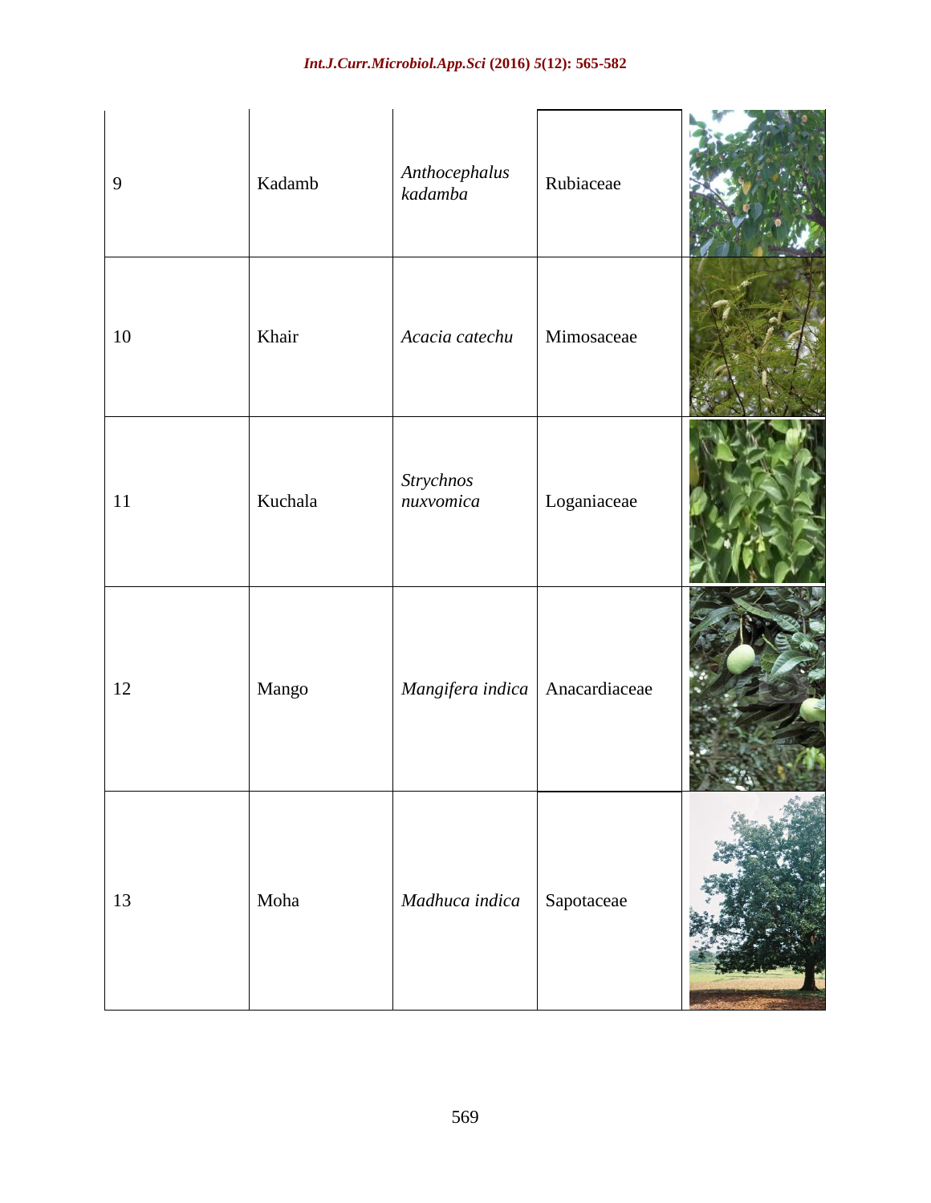| | | | | |
|---|---|---|---|---|
| 9 | Kadamb | *Anthocephalus kadamba* | Rubiaceae | |
| 10 | Khair | *Acacia catechu* | Mimosaceae | |
| 11 | Kuchala | *Strychnos nuxvomica* | Loganiaceae | |
| 12 | Mango | *Mangifera indica* | Anacardiaceae | |
| 13 | Moha | *Madhuca indica* | Sapotaceae | |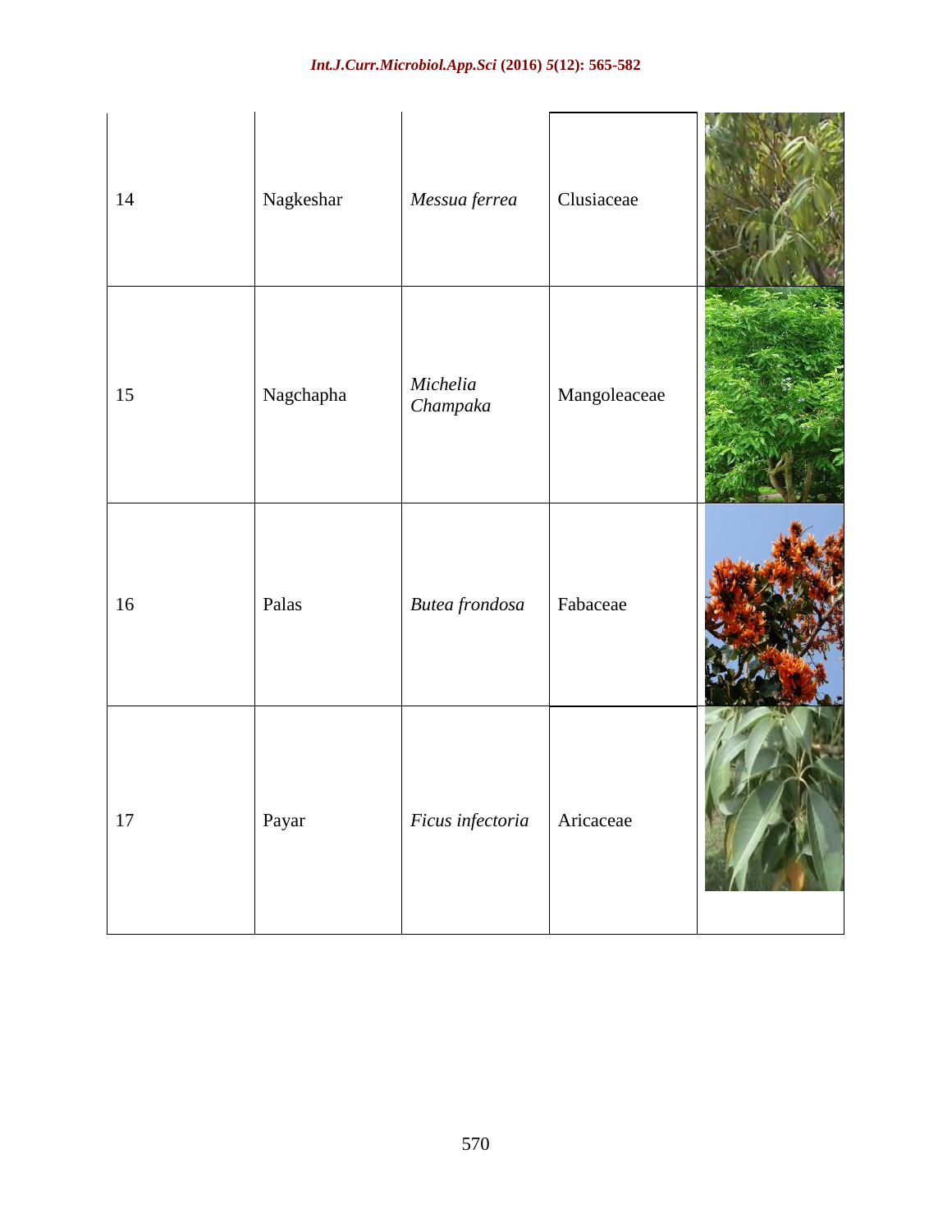| | | | | |
|---|---|---|---|---|
| 14 | Nagkeshar | *Messua ferrea* | Clusiaceae | |
| 15 | Nagchapha | *Michelia Champaka* | Mangoleaceae | |
| 16 | Palas | *Butea frondosa* | Fabaceae | |
| 17 | Payar | *Ficus infectoria* | Aricaceae | |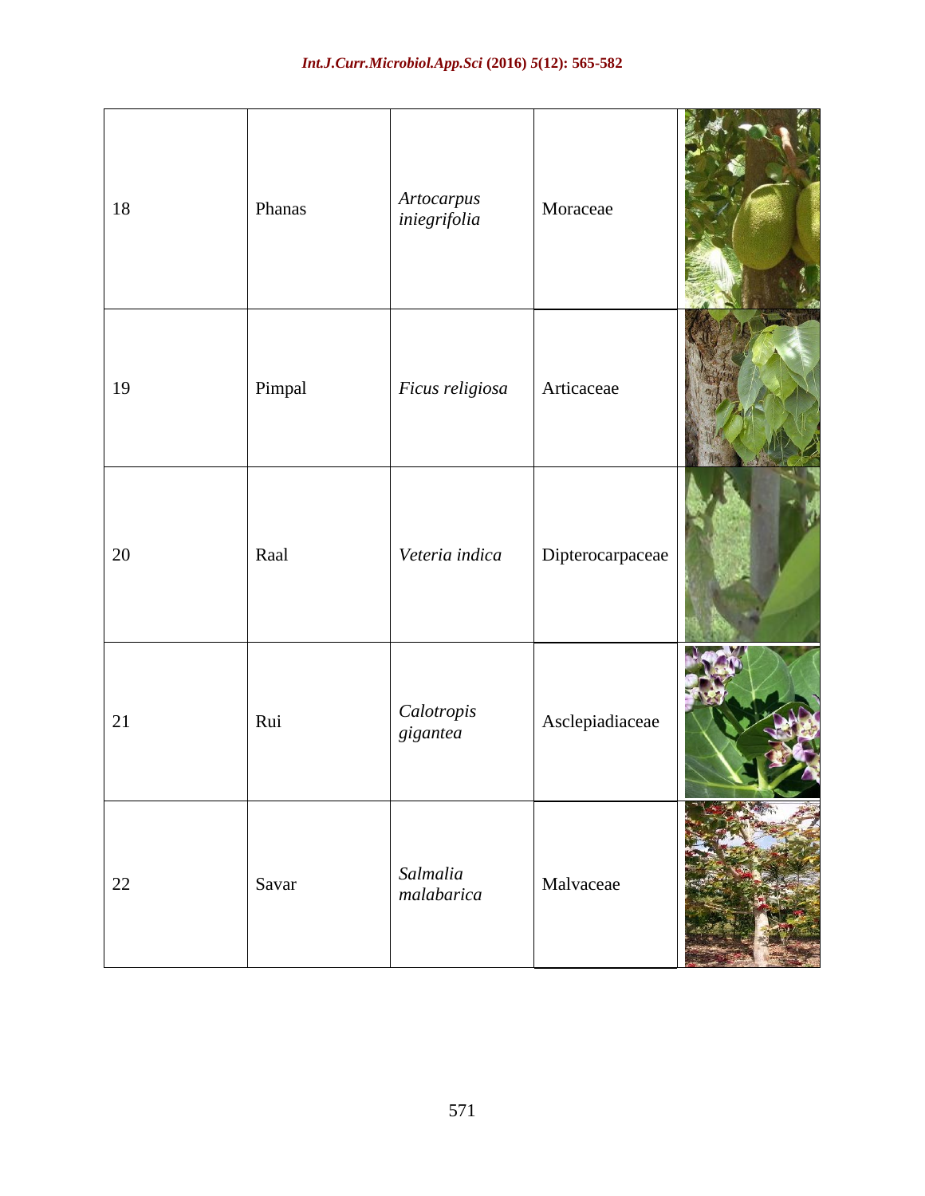| | | | | |
|---|---|---|---|---|
| 18 | Phanas | *Artocarpus iniegrifolia* | Moraceae | |
| 19 | Pimpal | *Ficus religiosa* | Articaceae | |
| 20 | Raal | *Veteria indica* | Dipterocarpaceae | |
| 21 | Rui | *Calotropis gigantea* | Asclepiadiaceae | |
| 22 | Savar | *Salmalia malabarica* | Malvaceae | |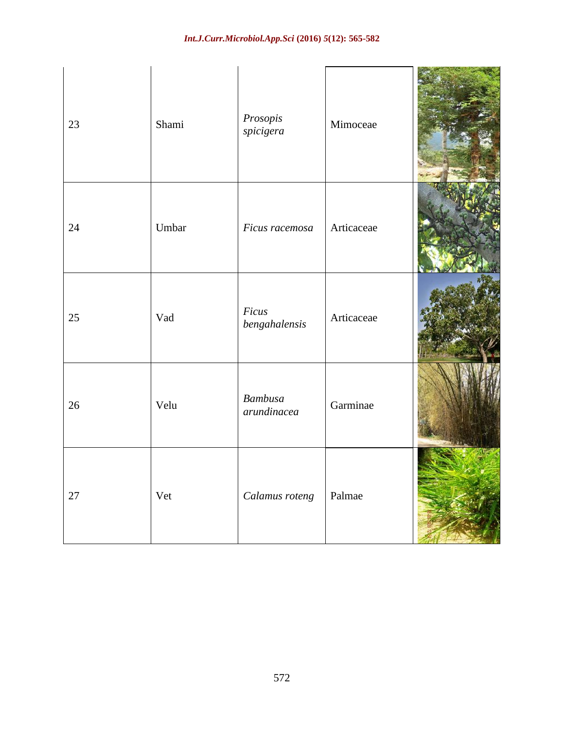| | | | | |
|---|---|---|---|---|
| 23 | Shami | *Prosopis spicigera* | Mimoceae | |
| 24 | Umbar | *Ficus racemosa* | Articaceae | |
| 25 | Vad | *Ficus bengahalensis* | Articaceae | |
| 26 | Velu | *Bambusa arundinacea* | Garminae | |
| 27 | Vet | *Calamus roteng* | Palmae | |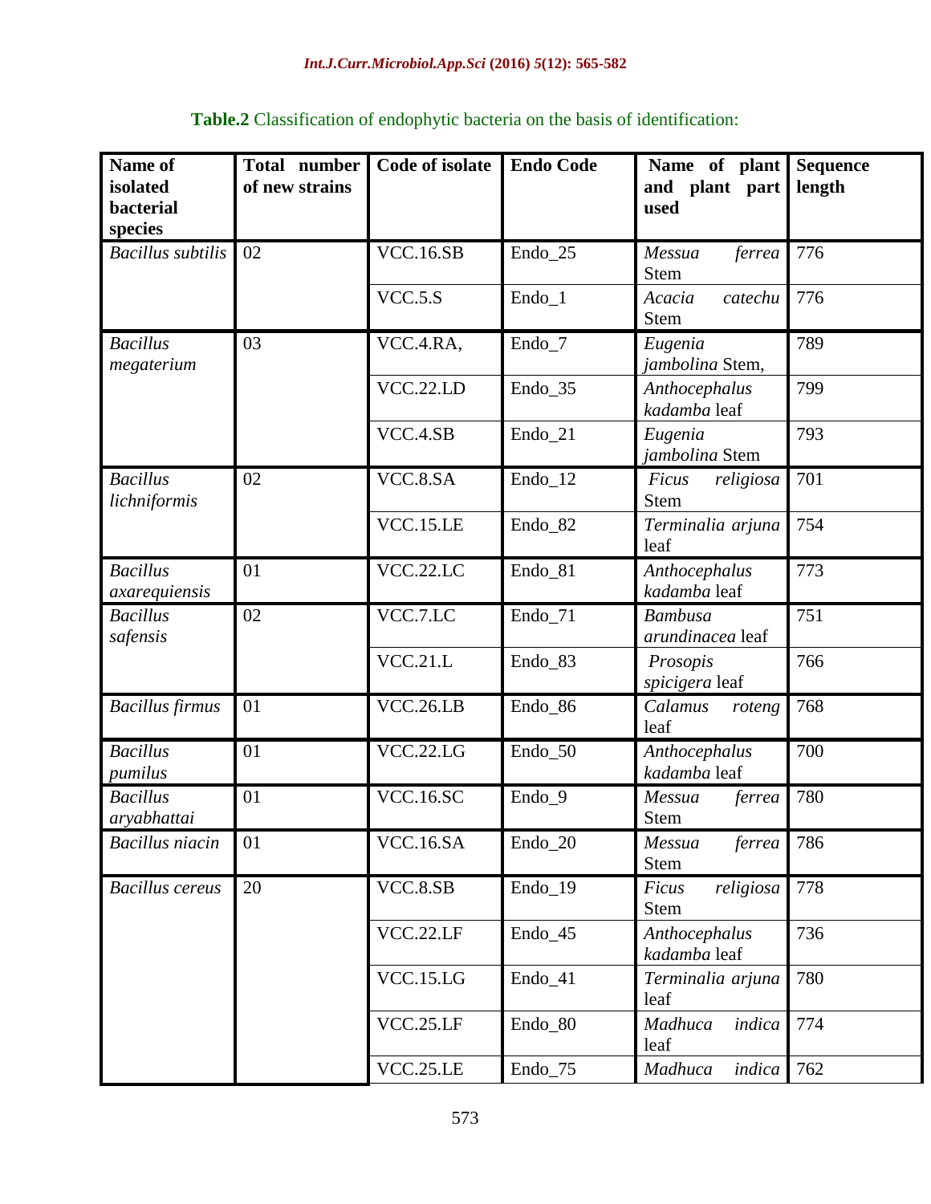**Table.2** Classification of endophytic bacteria on the basis of identification:

| Name of isolated bacterial species | Total number of new strains | Code of isolate | Endo Code | Name of plant and plant part used | Sequence length |
|---|---|---|---|---|---|
| *Bacillus subtilis* | 02 | VCC.16.SB | Endo_25 | *Messua ferrea* Stem | 776 |
| | | VCC.5.S | Endo_1 | *Acacia catechu* Stem | 776 |
| *Bacillus megaterium* | 03 | VCC.4.RA, | Endo_7 | *Eugenia jambolina* Stem, | 789 |
| | | VCC.22.LD | Endo_35 | *Anthocephalus kadamba* leaf | 799 |
| | | VCC.4.SB | Endo_21 | *Eugenia jambolina* Stem | 793 |
| *Bacillus lichniformis* | 02 | VCC.8.SA | Endo_12 | *Ficus religiosa* Stem | 701 |
| | | VCC.15.LE | Endo_82 | *Terminalia arjuna* leaf | 754 |
| *Bacillus axarequiensis* | 01 | VCC.22.LC | Endo_81 | *Anthocephalus kadamba* leaf | 773 |
| *Bacillus safensis* | 02 | VCC.7.LC | Endo_71 | *Bambusa arundinacea* leaf | 751 |
| | | VCC.21.L | Endo_83 | *Prosopis spicigera* leaf | 766 |
| *Bacillus firmus* | 01 | VCC.26.LB | Endo_86 | *Calamus roteng* leaf | 768 |
| *Bacillus pumilus* | 01 | VCC.22.LG | Endo_50 | *Anthocephalus kadamba* leaf | 700 |
| *Bacillus aryabhattai* | 01 | VCC.16.SC | Endo_9 | *Messua ferrea* Stem | 780 |
| *Bacillus niacin* | 01 | VCC.16.SA | Endo_20 | *Messua ferrea* Stem | 786 |
| *Bacillus cereus* | 20 | VCC.8.SB | Endo_19 | *Ficus religiosa* Stem | 778 |
| | | VCC.22.LF | Endo_45 | *Anthocephalus kadamba* leaf | 736 |
| | | VCC.15.LG | Endo_41 | *Terminalia arjuna* leaf | 780 |
| | | VCC.25.LF | Endo_80 | *Madhuca indica* leaf | 774 |
| | | VCC.25.LE | Endo_75 | *Madhuca indica* | 762 |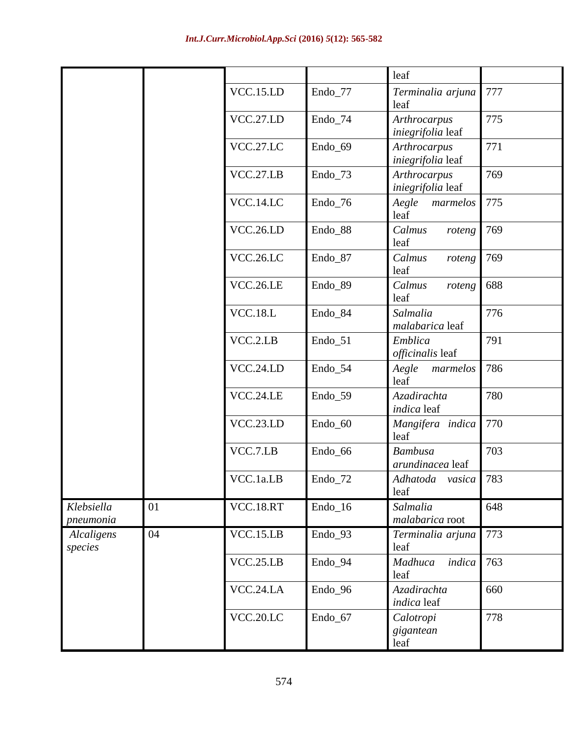| | | | | | |
|---|---|---|---|---|---|
| | | | | leaf | |
| | | VCC.15.LD | Endo_77 | *Terminalia arjuna* leaf | 777 |
| | | VCC.27.LD | Endo_74 | *Arthrocarpus iniegrifolia* leaf | 775 |
| | | VCC.27.LC | Endo_69 | *Arthrocarpus iniegrifolia* leaf | 771 |
| | | VCC.27.LB | Endo_73 | *Arthrocarpus iniegrifolia* leaf | 769 |
| | | VCC.14.LC | Endo_76 | *Aegle marmelos* leaf | 775 |
| | | VCC.26.LD | Endo_88 | *Calmus roteng* leaf | 769 |
| | | VCC.26.LC | Endo_87 | *Calmus roteng* leaf | 769 |
| | | VCC.26.LE | Endo_89 | *Calmus roteng* leaf | 688 |
| | | VCC.18.L | Endo_84 | *Salmalia malabarica* leaf | 776 |
| | | VCC.2.LB | Endo_51 | *Emblica officinalis* leaf | 791 |
| | | VCC.24.LD | Endo_54 | *Aegle marmelos* leaf | 786 |
| | | VCC.24.LE | Endo_59 | *Azadirachta indica* leaf | 780 |
| | | VCC.23.LD | Endo_60 | *Mangifera indica* leaf | 770 |
| | | VCC.7.LB | Endo_66 | *Bambusa arundinacea* leaf | 703 |
| | | VCC.1a.LB | Endo_72 | *Adhatoda vasica* leaf | 783 |
| *Klebsiella pneumonia* | 01 | VCC.18.RT | Endo_16 | *Salmalia malabarica* root | 648 |
| *Alcaligens species* | 04 | VCC.15.LB | Endo_93 | *Terminalia arjuna* leaf | 773 |
| | | VCC.25.LB | Endo_94 | *Madhuca indica* leaf | 763 |
| | | VCC.24.LA | Endo_96 | *Azadirachta indica* leaf | 660 |
| | | VCC.20.LC | Endo_67 | *Calotropi gigantean* leaf | 778 |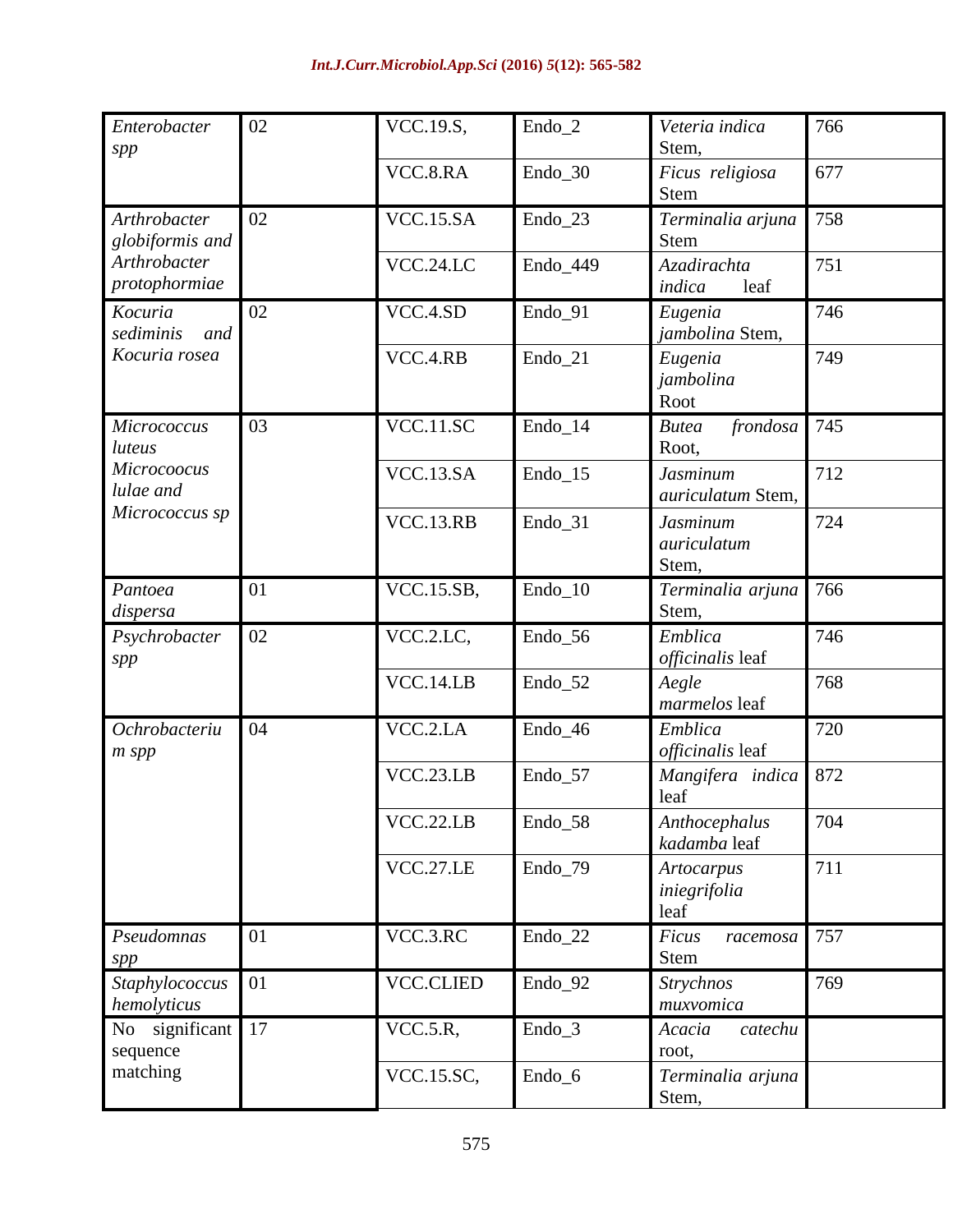| *Enterobacter spp* | 02 | VCC.19.S, | Endo_2 | *Veteria indica* Stem, | 766 |
|---|---|---|---|---|---|
| | | VCC.8.RA | Endo_30 | *Ficus religiosa* Stem | 677 |
| *Arthrobacter globiformis and Arthrobacter protophormiae* | 02 | VCC.15.SA | Endo_23 | *Terminalia arjuna* Stem | 758 |
| | | VCC.24.LC | Endo_449 | *Azadirachta indica* leaf | 751 |
| *Kocuria sediminis and Kocuria rosea* | 02 | VCC.4.SD | Endo_91 | *Eugenia jambolina* Stem, | 746 |
| | | VCC.4.RB | Endo_21 | *Eugenia jambolina* Root | 749 |
| *Micrococcus luteus Micrococcus lulae and Micrococcus sp* | 03 | VCC.11.SC | Endo_14 | *Butea frondosa* Root, | 745 |
| | | VCC.13.SA | Endo_15 | *Jasminum auriculatum* Stem, | 712 |
| | | VCC.13.RB | Endo_31 | *Jasminum auriculatum* Stem, | 724 |
| *Pantoea dispersa* | 01 | VCC.15.SB, | Endo_10 | *Terminalia arjuna* Stem, | 766 |
| *Psychrobacter spp* | 02 | VCC.2.LC, | Endo_56 | *Emblica officinalis* leaf | 746 |
| | | VCC.14.LB | Endo_52 | *Aegle marmelos* leaf | 768 |
| *Ochrobacterium spp* | 04 | VCC.2.LA | Endo_46 | *Emblica officinalis* leaf | 720 |
| | | VCC.23.LB | Endo_57 | *Mangifera indica* leaf | 872 |
| | | VCC.22.LB | Endo_58 | *Anthocephalus kadamba* leaf | 704 |
| | | VCC.27.LE | Endo_79 | *Artocarpus iniegrifolia* leaf | 711 |
| *Pseudomnas spp* | 01 | VCC.3.RC | Endo_22 | *Ficus racemosa* Stem | 757 |
| *Staphylococcus hemolyticus* | 01 | VCC.CLIED | Endo_92 | *Strychnos muxvomica* | 769 |
| No significant sequence matching | 17 | VCC.5.R, | Endo_3 | *Acacia catechu* root, | |
| | | VCC.15.SC, | Endo_6 | *Terminalia arjuna* Stem, | |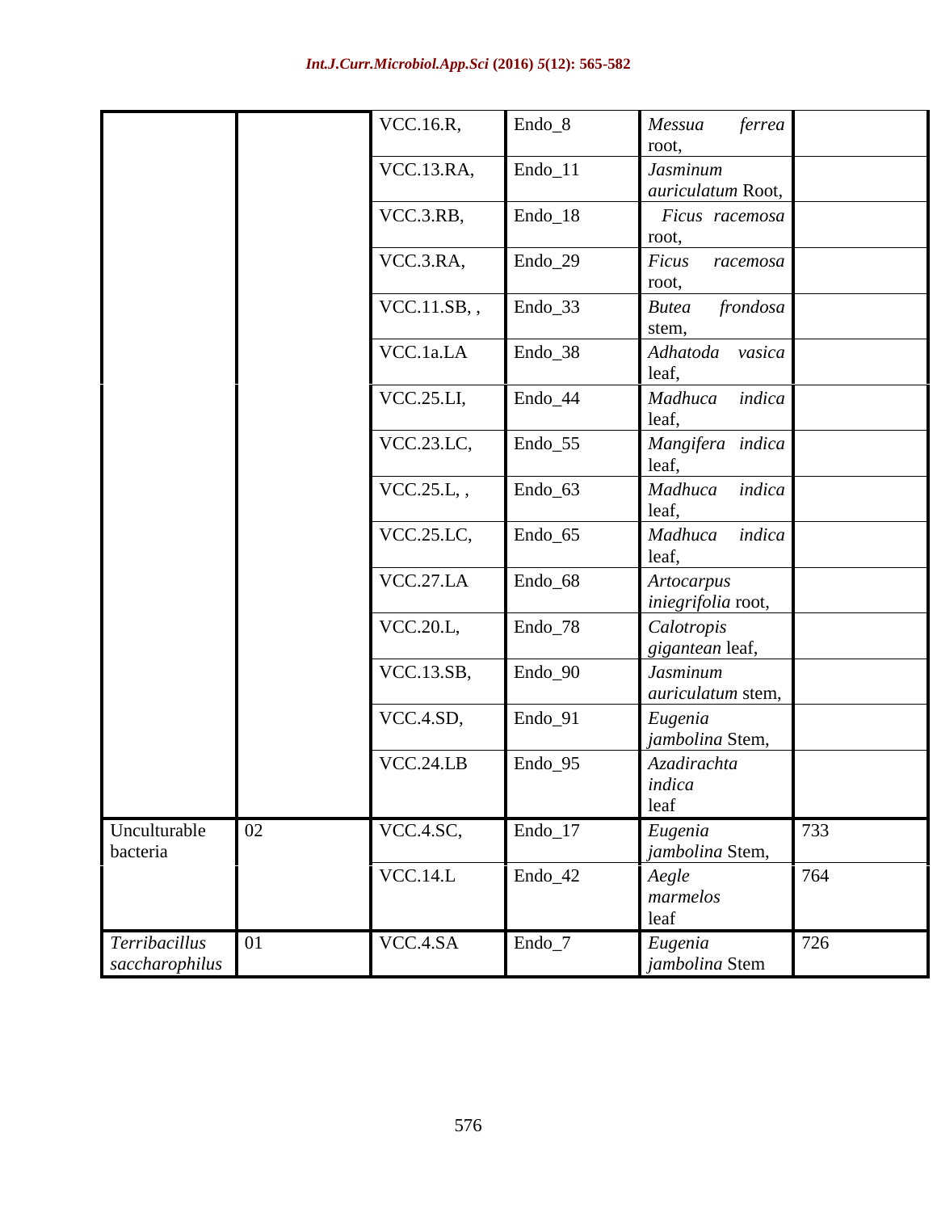| | | | | | |
|---|---|---|---|---|---|
| | | VCC.16.R, | Endo_8 | *Messua ferrea* root, | |
| | | VCC.13.RA, | Endo_11 | *Jasminum auriculatum* Root, | |
| | | VCC.3.RB, | Endo_18 | *Ficus racemosa* root, | |
| | | VCC.3.RA, | Endo_29 | *Ficus racemosa* root, | |
| | | VCC.11.SB, , | Endo_33 | *Butea frondosa* stem, | |
| | | VCC.1a.LA | Endo_38 | *Adhatoda vasica* leaf, | |
| | | VCC.25.LI, | Endo_44 | *Madhuca indica* leaf, | |
| | | VCC.23.LC, | Endo_55 | *Mangifera indica* leaf, | |
| | | VCC.25.L, , | Endo_63 | *Madhuca indica* leaf, | |
| | | VCC.25.LC, | Endo_65 | *Madhuca indica* leaf, | |
| | | VCC.27.LA | Endo_68 | *Artocarpus iniegrifolia* root, | |
| | | VCC.20.L, | Endo_78 | *Calotropis gigantean* leaf, | |
| | | VCC.13.SB, | Endo_90 | *Jasminum auriculatum* stem, | |
| | | VCC.4.SD, | Endo_91 | *Eugenia jambolina* Stem, | |
| | | VCC.24.LB | Endo_95 | *Azadirachta indica* leaf | |
| Unculturable bacteria | 02 | VCC.4.SC, | Endo_17 | *Eugenia jambolina* Stem, | 733 |
| | | VCC.14.L | Endo_42 | *Aegle marmelos* leaf | 764 |
| *Terribacillus saccharophilus* | 01 | VCC.4.SA | Endo_7 | *Eugenia jambolina* Stem | 726 |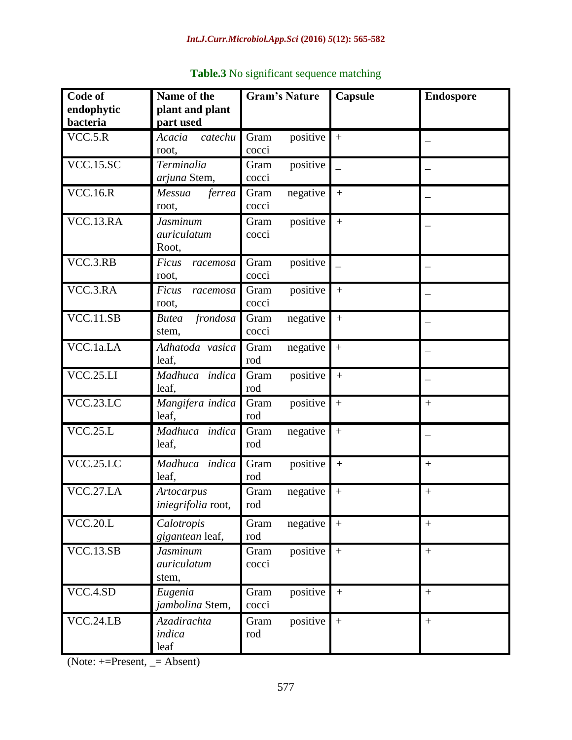**Table.3** No significant sequence matching

| Code of endophytic bacteria | Name of the plant and plant part used | Gram's Nature | Capsule | Endospore |
|---|---|---|---|---|
| VCC.5.R | *Acacia catechu* root, | Gram positive cocci | + | _ |
| VCC.15.SC | *Terminalia arjuna* Stem, | Gram positive cocci | _ | _ |
| VCC.16.R | *Messua ferrea* root, | Gram negative cocci | + | _ |
| VCC.13.RA | *Jasminum auriculatum* Root, | Gram positive cocci | + | _ |
| VCC.3.RB | *Ficus racemosa* root, | Gram positive cocci | _ | _ |
| VCC.3.RA | *Ficus racemosa* root, | Gram positive cocci | + | _ |
| VCC.11.SB | *Butea frondosa* stem, | Gram negative cocci | + | _ |
| VCC.1a.LA | *Adhatoda vasica* leaf, | Gram negative rod | + | _ |
| VCC.25.LI | *Madhuca indica* leaf, | Gram positive rod | + | _ |
| VCC.23.LC | *Mangifera indica* leaf, | Gram positive rod | + | + |
| VCC.25.L | *Madhuca indica* leaf, | Gram negative rod | + | _ |
| VCC.25.LC | *Madhuca indica* leaf, | Gram positive rod | + | + |
| VCC.27.LA | *Artocarpus iniegrifolia* root, | Gram negative rod | + | + |
| VCC.20.L | *Calotropis gigantean* leaf, | Gram negative rod | + | + |
| VCC.13.SB | *Jasminum auriculatum* stem, | Gram positive cocci | + | + |
| VCC.4.SD | *Eugenia jambolina* Stem, | Gram positive cocci | + | + |
| VCC.24.LB | *Azadirachta indica* leaf | Gram positive rod | + | + |

(Note: +=Present, _= Absent)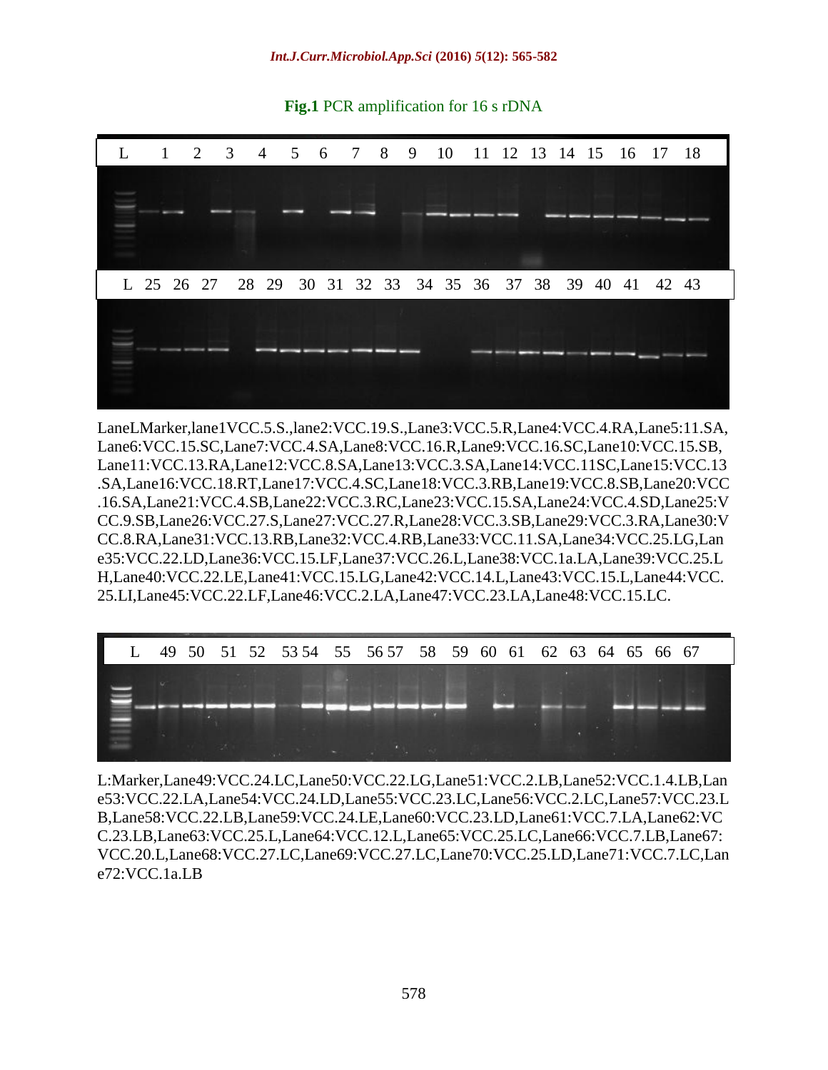**Fig.1** PCR amplification for 16 s rDNA

L 1 2 3 4 5 6 7 8 9 10 11 12 13 14 15 16 17 18

L 25 26 27 28 29 30 31 32 33 34 35 36 37 38 39 40 41 42 43

LaneLMarker,lane1VCC.5.S.,lane2:VCC.19.S.,Lane3:VCC.5.R,Lane4:VCC.4.RA,Lane5:11.SA, Lane6:VCC.15.SC,Lane7:VCC.4.SA,Lane8:VCC.16.R,Lane9:VCC.16.SC,Lane10:VCC.15.SB, Lane11:VCC.13.RA,Lane12:VCC.8.SA,Lane13:VCC.3.SA,Lane14:VCC.11SC,Lane15:VCC.13 .SA,Lane16:VCC.18.RT,Lane17:VCC.4.SC,Lane18:VCC.3.RB,Lane19:VCC.8.SB,Lane20:VCC .16.SA,Lane21:VCC.4.SB,Lane22:VCC.3.RC,Lane23:VCC.15.SA,Lane24:VCC.4.SD,Lane25:V CC.9.SB,Lane26:VCC.27.S,Lane27:VCC.27.R,Lane28:VCC.3.SB,Lane29:VCC.3.RA,Lane30:V CC.8.RA,Lane31:VCC.13.RB,Lane32:VCC.4.RB,Lane33:VCC.11.SA,Lane34:VCC.25.LG,Lan e35:VCC.22.LD,Lane36:VCC.15.LF,Lane37:VCC.26.L,Lane38:VCC.1a.LA,Lane39:VCC.25.L H,Lane40:VCC.22.LE,Lane41:VCC.15.LG,Lane42:VCC.14.L,Lane43:VCC.15.L,Lane44:VCC. 25.LI,Lane45:VCC.22.LF,Lane46:VCC.2.LA,Lane47:VCC.23.LA,Lane48:VCC.15.LC.

L 49 50 51 52 53 54 55 56 57 58 59 60 61 62 63 64 65 66 67

L:Marker,Lane49:VCC.24.LC,Lane50:VCC.22.LG,Lane51:VCC.2.LB,Lane52:VCC.1.4.LB,Lan e53:VCC.22.LA,Lane54:VCC.24.LD,Lane55:VCC.23.LC,Lane56:VCC.2.LC,Lane57:VCC.23.L B,Lane58:VCC.22.LB,Lane59:VCC.24.LE,Lane60:VCC.23.LD,Lane61:VCC.7.LA,Lane62:VC C.23.LB,Lane63:VCC.25.L,Lane64:VCC.12.L,Lane65:VCC.25.LC,Lane66:VCC.7.LB,Lane67: VCC.20.L,Lane68:VCC.27.LC,Lane69:VCC.27.LC,Lane70:VCC.25.LD,Lane71:VCC.7.LC,Lan e72:VCC.1a.LB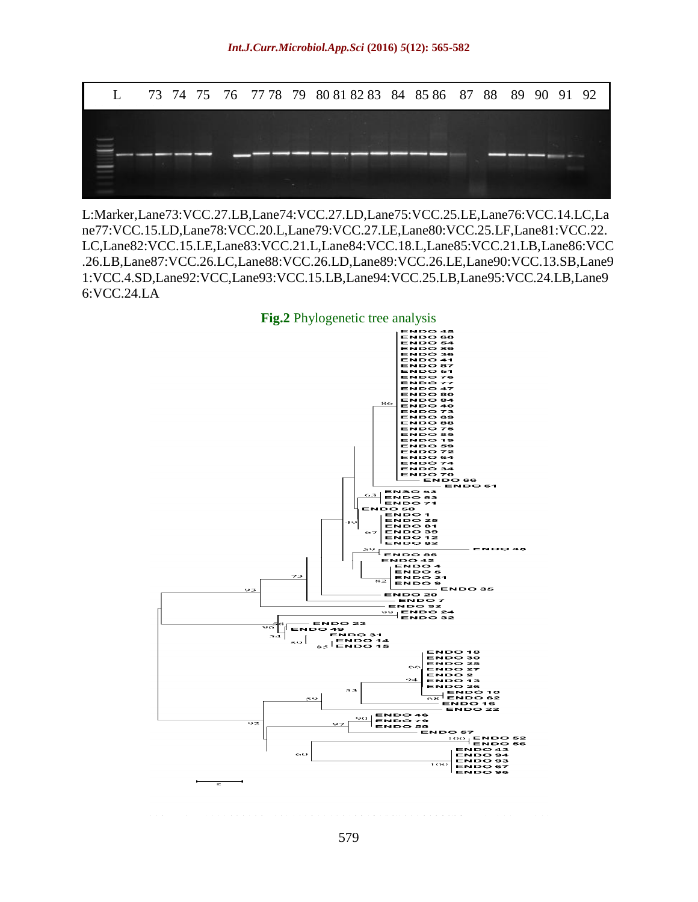L 73 74 75 76 77 78 79 80 81 82 83 84 85 86 87 88 89 90 91 92

L:Marker,Lane73:VCC.27.LB,Lane74:VCC.27.LD,Lane75:VCC.25.LE,Lane76:VCC.14.LC,Lane77:VCC.15.LD,Lane78:VCC.20.L,Lane79:VCC.27.LE,Lane80:VCC.25.LF,Lane81:VCC.22.LC,Lane82:VCC.15.LE,Lane83:VCC.21.L,Lane84:VCC.18.L,Lane85:VCC.21.LB,Lane86:VCC.26.LB,Lane87:VCC.26.LC,Lane88:VCC.26.LD,Lane89:VCC.26.LE,Lane90:VCC.13.SB,Lane91:VCC.4.SD,Lane92:VCC,Lane93:VCC.15.LB,Lane94:VCC.25.LB,Lane95:VCC.24.LB,Lane96:VCC.24.LA

**Fig.2** Phylogenetic tree analysis

ENDO 45
ENDO 60
ENDO 54
ENDO 89
ENDO 36
ENDO 41
ENDO 87
ENDO 51
ENDO 76
ENDO 77
ENDO 47
ENDO 80
ENDO 84
ENDO 40
ENDO 73
ENDO 69
ENDO 88
ENDO 75
ENDO 85
ENDO 19
ENDO 59
ENDO 72
ENDO 64
ENDO 74
ENDO 34
ENDO 70
ENDO 66
ENDO 61
ENSO 53
ENDO 83
ENDO 71
ENDO 50
ENDO 1
ENDO 25
ENDO 81
ENDO 39
ENDO 12
ENDO 82
ENDO 48
ENDO 86
ENDO 42
ENDO 4
ENDO 5
ENDO 21
ENDO 9
ENDO 35
ENDO 20
ENDO 7
ENDO 92
ENDO 24
ENDO 32
ENDO 23
ENDO 49
ENDO 31
ENDO 14
ENDO 15
ENDO 18
ENDO 30
ENDO 28
ENDO 27
ENDO 2
ENDO 13
ENDO 26
ENDO 10
ENDO 62
ENDO 16
ENDO 22
ENDO 46
ENDO 79
ENDO 58
ENDO 57
ENDO 52
ENDO 56
ENDO 43
ENDO 94
ENDO 93
ENDO 67
ENDO 96

86 63 49 67 59 82 73 93 99 98 96 54 50 85 66 94 68 53 59 90 97 92 100 100 60

2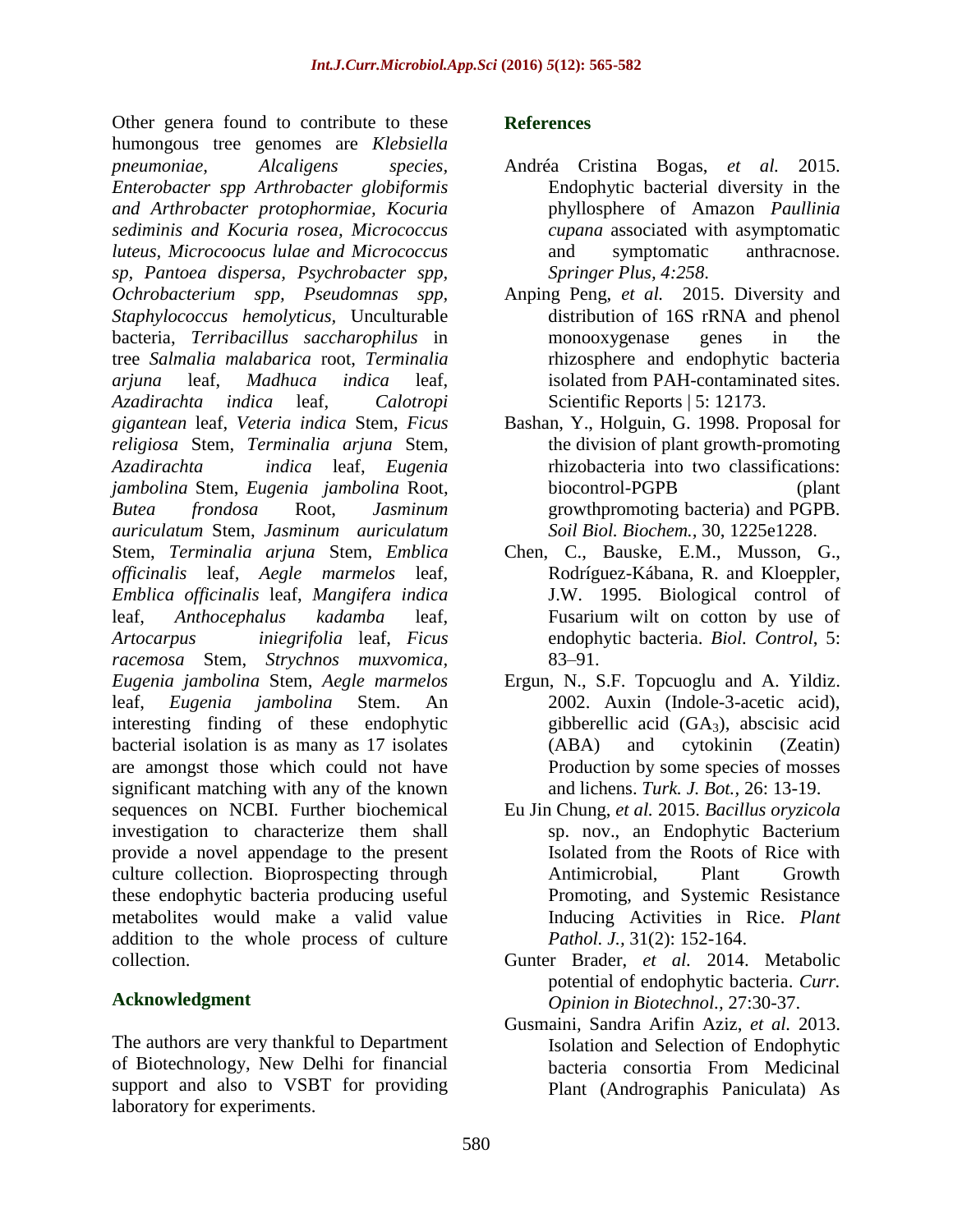Other genera found to contribute to these humongous tree genomes are *Klebsiella pneumoniae, Alcaligens species, Enterobacter spp Arthrobacter globiformis and Arthrobacter protophormiae, Kocuria sediminis and Kocuria rosea, Micrococcus luteus, Microocus lulae and Micrococcus sp, Pantoea dispersa, Psychrobacter spp, Ochrobacterium spp, Pseudomnas spp, Staphylococcus hemolyticus*, Unculturable bacteria, *Terribacillus saccharophilus* in tree *Salmalia malabarica* root, *Terminalia arjuna* leaf, *Madhuca indica* leaf, *Azadirachta indica* leaf, *Calotropi gigantean* leaf, *Veteria indica* Stem, *Ficus religiosa* Stem, *Terminalia arjuna* Stem, *Azadirachta indica* leaf, *Eugenia jambolina* Stem, *Eugenia jambolina* Root, *Butea frondosa* Root, *Jasminum auriculatum* Stem, *Jasminum auriculatum* Stem, *Terminalia arjuna* Stem, *Emblica officinalis* leaf, *Aegle marmelos* leaf, *Emblica officinalis* leaf, *Mangifera indica* leaf, *Anthocephalus kadamba* leaf, *Artocarpus iniegrifolia* leaf, *Ficus racemosa* Stem, *Strychnos muxvomica, Eugenia jambolina* Stem, *Aegle marmelos* leaf, *Eugenia jambolina* Stem. An interesting finding of these endophytic bacterial isolation is as many as 17 isolates are amongst those which could not have significant matching with any of the known sequences on NCBI. Further biochemical investigation to characterize them shall provide a novel appendage to the present culture collection. Bioprospecting through these endophytic bacteria producing useful metabolites would make a valid value addition to the whole process of culture collection.

## Acknowledgment

The authors are very thankful to Department of Biotechnology, New Delhi for financial support and also to VSBT for providing laboratory for experiments.

## References

Andréa Cristina Bogas, *et al.* 2015. Endophytic bacterial diversity in the phyllosphere of Amazon *Paullinia cupana* associated with asymptomatic and symptomatic anthracnose. *Springer Plus, 4:258.*

Anping Peng, *et al.* 2015. Diversity and distribution of 16S rRNA and phenol monooxygenase genes in the rhizosphere and endophytic bacteria isolated from PAH-contaminated sites. Scientific Reports | 5: 12173.

Bashan, Y., Holguin, G. 1998. Proposal for the division of plant growth-promoting rhizobacteria into two classifications: biocontrol-PGPB (plant growthpromoting bacteria) and PGPB. *Soil Biol. Biochem.*, 30, 1225e1228.

Chen, C., Bauske, E.M., Musson, G., Rodríguez-Kábana, R. and Kloeppler, J.W. 1995. Biological control of Fusarium wilt on cotton by use of endophytic bacteria. *Biol. Control*, 5: 83–91.

Ergun, N., S.F. Topcuoglu and A. Yildiz. 2002. Auxin (Indole-3-acetic acid), gibberellic acid ($GA_3$), abscisic acid (ABA) and cytokinin (Zeatin) Production by some species of mosses and lichens. *Turk. J. Bot.*, 26: 13-19.

Eu Jin Chung, *et al.* 2015. *Bacillus oryzicola* sp. nov., an Endophytic Bacterium Isolated from the Roots of Rice with Antimicrobial, Plant Growth Promoting, and Systemic Resistance Inducing Activities in Rice. *Plant Pathol. J.*, 31(2): 152-164.

Gunter Brader, *et al.* 2014. Metabolic potential of endophytic bacteria. *Curr. Opinion in Biotechnol.*, 27:30-37.

Gusmaini, Sandra Arifin Aziz, *et al.* 2013. Isolation and Selection of Endophytic bacteria consortia From Medicinal Plant (Andrographis Paniculata) As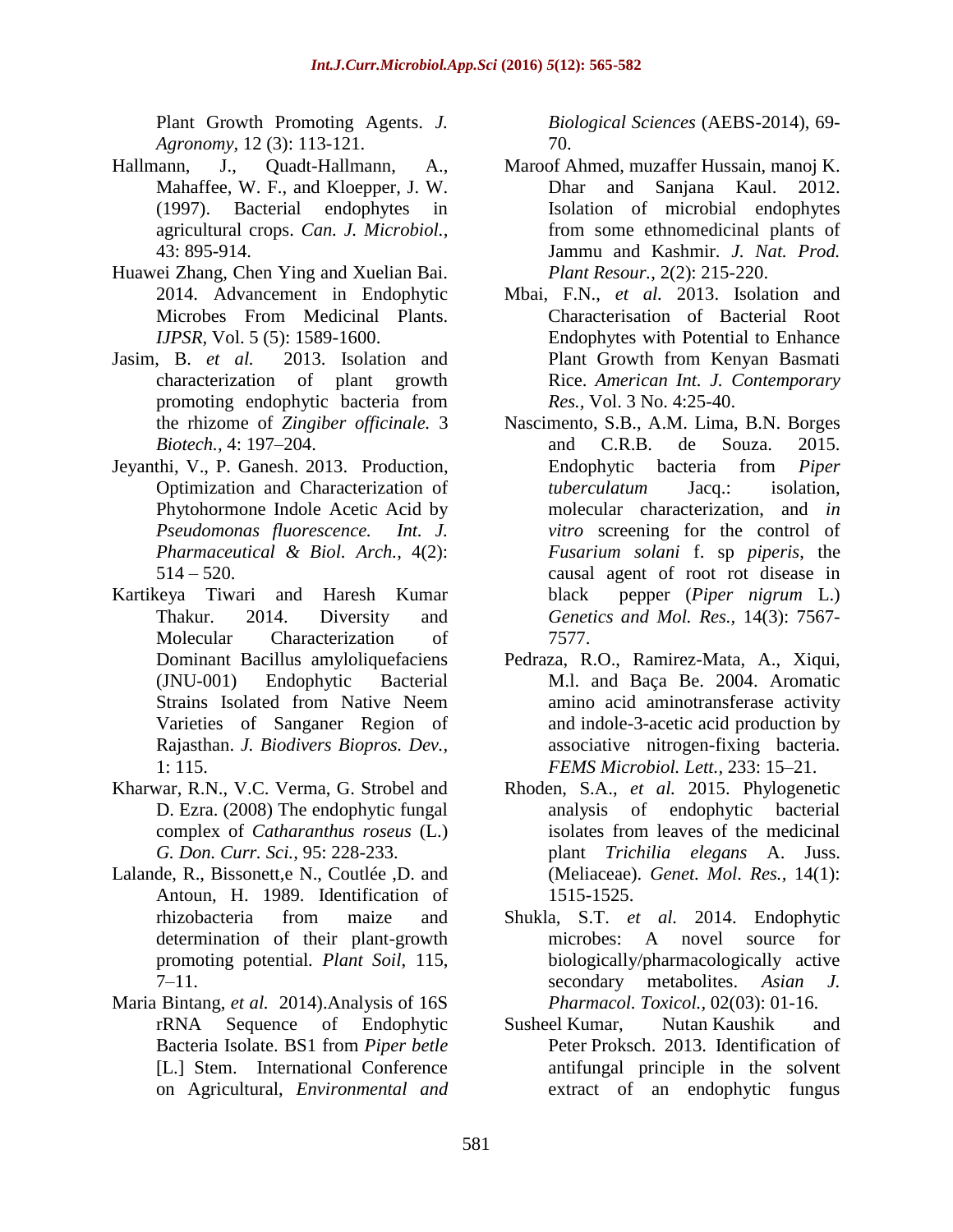Plant Growth Promoting Agents. *J. Agronomy,* 12 (3): 113-121.

Hallmann, J., Quadt-Hallmann, A., Mahaffee, W. F., and Kloepper, J. W. (1997). Bacterial endophytes in agricultural crops. *Can. J. Microbiol.*, 43: 895-914.

Huawei Zhang, Chen Ying and Xuelian Bai. 2014. Advancement in Endophytic Microbes From Medicinal Plants. *IJPSR,* Vol. 5 (5): 1589-1600.

Jasim, B. *et al.* 2013. Isolation and characterization of plant growth promoting endophytic bacteria from the rhizome of *Zingiber officinale.* 3 *Biotech.*, 4: 197–204.

Jeyanthi, V., P. Ganesh. 2013. Production, Optimization and Characterization of Phytohormone Indole Acetic Acid by *Pseudomonas fluorescence. Int. J. Pharmaceutical & Biol. Arch.,* 4(2): 514 – 520.

Kartikeya Tiwari and Haresh Kumar Thakur. 2014. Diversity and Molecular Characterization of Dominant Bacillus amyloliquefaciens (JNU-001) Endophytic Bacterial Strains Isolated from Native Neem Varieties of Sanganer Region of Rajasthan. *J. Biodivers Biopros. Dev.,* 1: 115.

Kharwar, R.N., V.C. Verma, G. Strobel and D. Ezra. (2008) The endophytic fungal complex of *Catharanthus roseus* (L.) *G. Don. Curr. Sci.*, 95: 228-233.

Lalande, R., Bissonett,e N., Coutlée ,D. and Antoun, H. 1989. Identification of rhizobacteria from maize and determination of their plant-growth promoting potential. *Plant Soil*, 115, 7–11.

Maria Bintang, *et al.* 2014).Analysis of 16S rRNA Sequence of Endophytic Bacteria Isolate. BS1 from *Piper betle* [L.] Stem. International Conference on Agricultural, *Environmental and Biological Sciences* (AEBS-2014), 69-70.

Maroof Ahmed, muzaffer Hussain, manoj K. Dhar and Sanjana Kaul. 2012. Isolation of microbial endophytes from some ethnomedicinal plants of Jammu and Kashmir. *J. Nat. Prod. Plant Resour.*, 2(2): 215-220.

Mbai, F.N., *et al.* 2013. Isolation and Characterisation of Bacterial Root Endophytes with Potential to Enhance Plant Growth from Kenyan Basmati Rice. *American Int. J. Contemporary Res.*, Vol. 3 No. 4:25-40.

Nascimento, S.B., A.M. Lima, B.N. Borges and C.R.B. de Souza. 2015. Endophytic bacteria from *Piper tuberculatum* Jacq.: isolation, molecular characterization, and *in vitro* screening for the control of *Fusarium solani* f. sp *piperis*, the causal agent of root rot disease in black pepper (*Piper nigrum* L.) *Genetics and Mol. Res.,* 14(3): 7567-7577.

Pedraza, R.O., Ramirez-Mata, A., Xiqui, M.l. and Baça Be. 2004. Aromatic amino acid aminotransferase activity and indole-3-acetic acid production by associative nitrogen-fixing bacteria. *FEMS Microbiol. Lett.,* 233: 15–21.

Rhoden, S.A., *et al.* 2015. Phylogenetic analysis of endophytic bacterial isolates from leaves of the medicinal plant *Trichilia elegans* A. Juss. (Meliaceae). *Genet. Mol. Res.,* 14(1): 1515-1525.

Shukla, S.T. *et al.* 2014. Endophytic microbes: A novel source for biologically/pharmacologically active secondary metabolites. *Asian J. Pharmacol. Toxicol.*, 02(03): 01-16.

Susheel Kumar, Nutan Kaushik and Peter Proksch. 2013. Identification of antifungal principle in the solvent extract of an endophytic fungus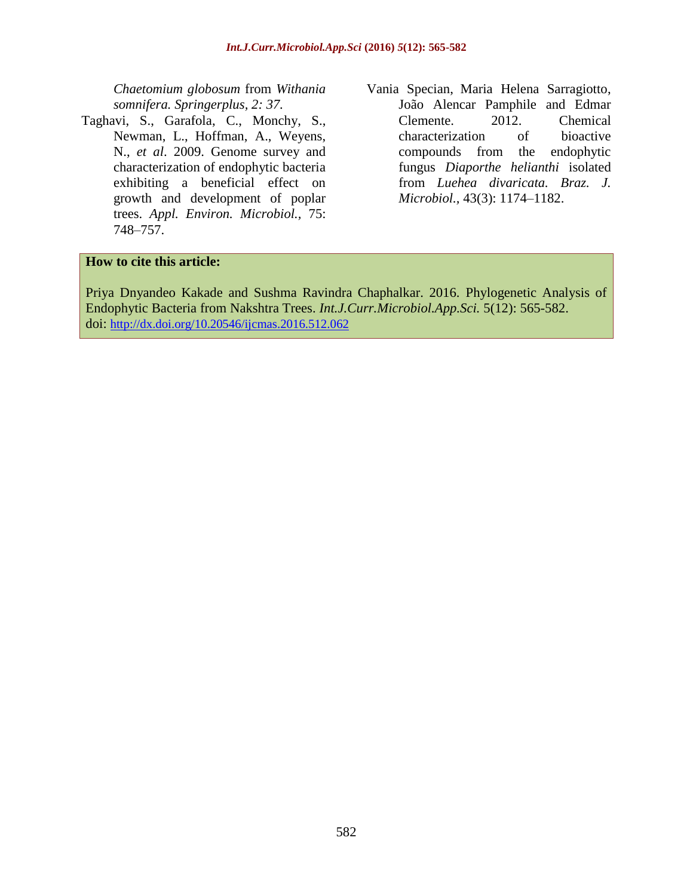*Chaetomium globosum* from *Withania somnifera. Springerplus, 2: 37.*

Taghavi, S., Garafola, C., Monchy, S., Newman, L., Hoffman, A., Weyens, N., *et al*. 2009. Genome survey and characterization of endophytic bacteria exhibiting a beneficial effect on growth and development of poplar trees. *Appl. Environ. Microbiol.*, 75: 748–757.

Vania Specian, Maria Helena Sarragiotto, João Alencar Pamphile and Edmar Clemente. 2012. Chemical characterization of bioactive compounds from the endophytic fungus *Diaporthe helianthi* isolated from *Luehea divaricata. Braz. J. Microbiol.*, 43(3): 1174–1182.

**How to cite this article:**

Priya Dnyandeo Kakade and Sushma Ravindra Chaphalkar. 2016. Phylogenetic Analysis of Endophytic Bacteria from Nakshtra Trees. *Int.J.Curr.Microbiol.App.Sci.* 5(12): 565-582.
doi: http://dx.doi.org/10.20546/ijcmas.2016.512.062